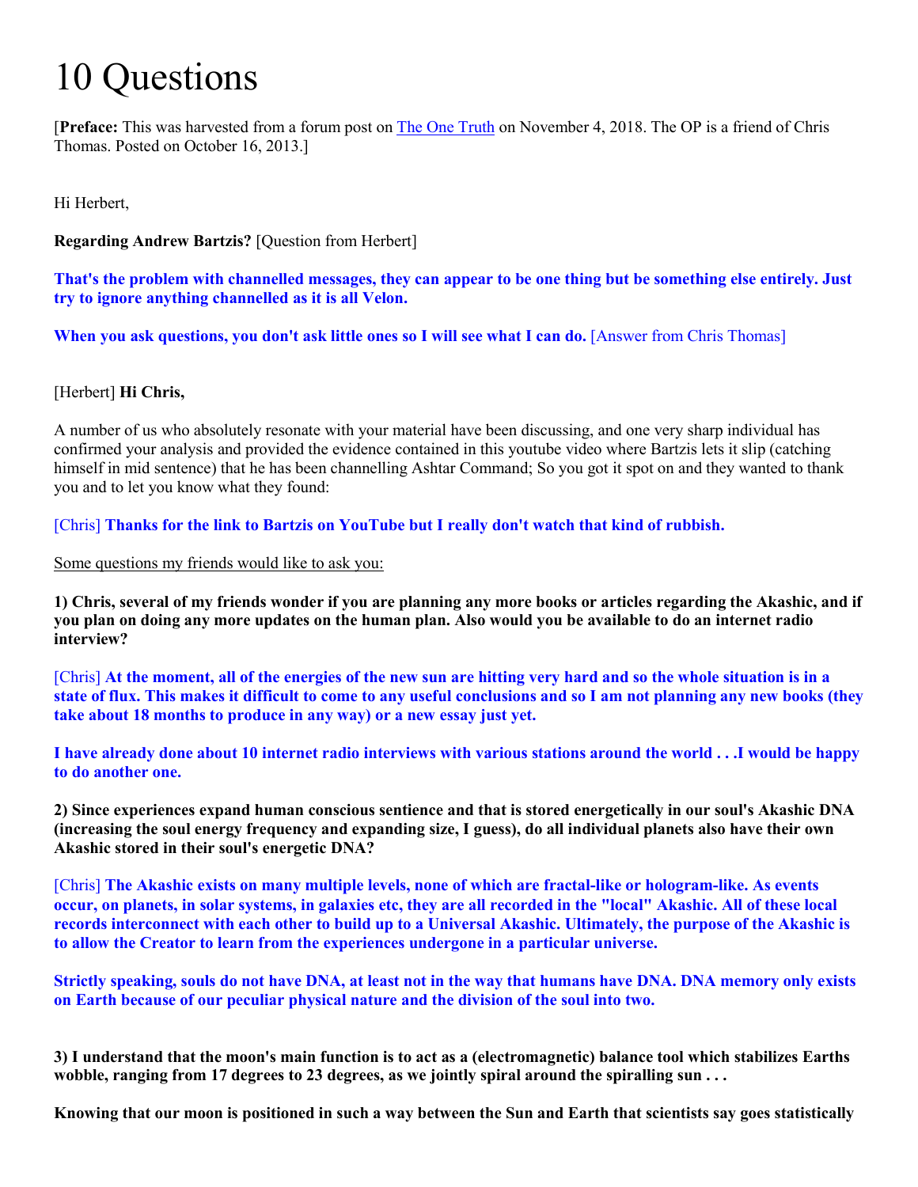# 10 Questions

[**Preface:** This was harvested from a forum post on The One Truth on November 4, 2018. The OP is a friend of Chris Thomas. Posted on October 16, 2013.]

Hi Herbert,

**Regarding Andrew Bartzis?** [Question from Herbert]

**That's the problem with channelled messages, they can appear to be one thing but be something else entirely. Just try to ignore anything channelled as it is all Velon.**

**When you ask questions, you don't ask little ones so I will see what I can do.** [Answer from Chris Thomas]

[Herbert] **Hi Chris,**

A number of us who absolutely resonate with your material have been discussing, and one very sharp individual has confirmed your analysis and provided the evidence contained in this youtube video where Bartzis lets it slip (catching himself in mid sentence) that he has been channelling Ashtar Command; So you got it spot on and they wanted to thank you and to let you know what they found:

[Chris] **Thanks for the link to Bartzis on YouTube but I really don't watch that kind of rubbish.**

Some questions my friends would like to ask you:

**1) Chris, several of my friends wonder if you are planning any more books or articles regarding the Akashic, and if you plan on doing any more updates on the human plan. Also would you be available to do an internet radio interview?**

[Chris] **At the moment, all of the energies of the new sun are hitting very hard and so the whole situation is in a state of flux. This makes it difficult to come to any useful conclusions and so I am not planning any new books (they take about 18 months to produce in any way) or a new essay just yet.**

**I have already done about 10 internet radio interviews with various stations around the world . . .I would be happy to do another one.**

**2) Since experiences expand human conscious sentience and that is stored energetically in our soul's Akashic DNA (increasing the soul energy frequency and expanding size, I guess), do all individual planets also have their own Akashic stored in their soul's energetic DNA?**

[Chris] **The Akashic exists on many multiple levels, none of which are fractal-like or hologram-like. As events occur, on planets, in solar systems, in galaxies etc, they are all recorded in the "local" Akashic. All of these local records interconnect with each other to build up to a Universal Akashic. Ultimately, the purpose of the Akashic is to allow the Creator to learn from the experiences undergone in a particular universe.**

**Strictly speaking, souls do not have DNA, at least not in the way that humans have DNA. DNA memory only exists on Earth because of our peculiar physical nature and the division of the soul into two.**

**3) I understand that the moon's main function is to act as a (electromagnetic) balance tool which stabilizes Earths wobble, ranging from 17 degrees to 23 degrees, as we jointly spiral around the spiralling sun . . .**

**Knowing that our moon is positioned in such a way between the Sun and Earth that scientists say goes statistically**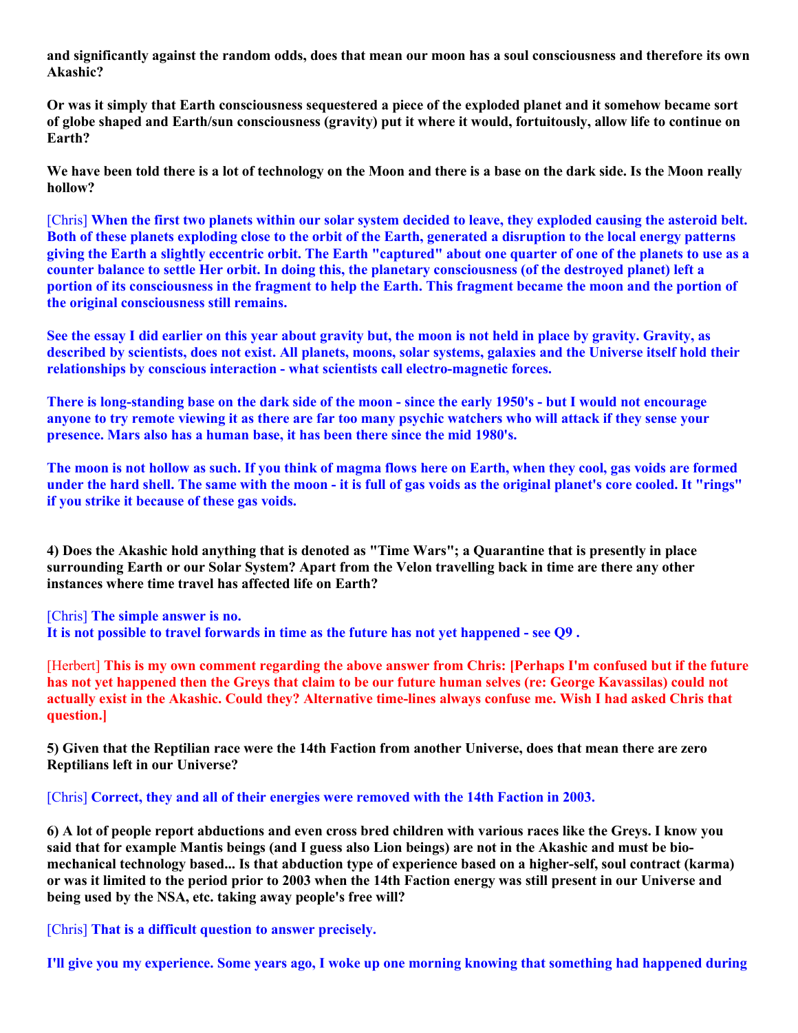**and significantly against the random odds, does that mean our moon has a soul consciousness and therefore its own Akashic?**

**Or was it simply that Earth consciousness sequestered a piece of the exploded planet and it somehow became sort of globe shaped and Earth/sun consciousness (gravity) put it where it would, fortuitously, allow life to continue on Earth?**

**We have been told there is a lot of technology on the Moon and there is a base on the dark side. Is the Moon really hollow?**

[Chris] **When the first two planets within our solar system decided to leave, they exploded causing the asteroid belt. Both of these planets exploding close to the orbit of the Earth, generated a disruption to the local energy patterns giving the Earth a slightly eccentric orbit. The Earth "captured" about one quarter of one of the planets to use as a counter balance to settle Her orbit. In doing this, the planetary consciousness (of the destroyed planet) left a portion of its consciousness in the fragment to help the Earth. This fragment became the moon and the portion of the original consciousness still remains.**

**See the essay I did earlier on this year about gravity but, the moon is not held in place by gravity. Gravity, as described by scientists, does not exist. All planets, moons, solar systems, galaxies and the Universe itself hold their relationships by conscious interaction - what scientists call electro-magnetic forces.**

**There is long-standing base on the dark side of the moon - since the early 1950's - but I would not encourage anyone to try remote viewing it as there are far too many psychic watchers who will attack if they sense your presence. Mars also has a human base, it has been there since the mid 1980's.**

**The moon is not hollow as such. If you think of magma flows here on Earth, when they cool, gas voids are formed under the hard shell. The same with the moon - it is full of gas voids as the original planet's core cooled. It "rings" if you strike it because of these gas voids.**

**4) Does the Akashic hold anything that is denoted as "Time Wars"; a Quarantine that is presently in place surrounding Earth or our Solar System? Apart from the Velon travelling back in time are there any other instances where time travel has affected life on Earth?**

[Chris] **The simple answer is no.**
**It is not possible to travel forwards in time as the future has not yet happened - see Q9 .**

[Herbert] **This is my own comment regarding the above answer from Chris: [Perhaps I'm confused but if the future has not yet happened then the Greys that claim to be our future human selves (re: George Kavassilas) could not actually exist in the Akashic. Could they? Alternative time-lines always confuse me. Wish I had asked Chris that question.]**

**5) Given that the Reptilian race were the 14th Faction from another Universe, does that mean there are zero Reptilians left in our Universe?**

[Chris] **Correct, they and all of their energies were removed with the 14th Faction in 2003.**

**6) A lot of people report abductions and even cross bred children with various races like the Greys. I know you said that for example Mantis beings (and I guess also Lion beings) are not in the Akashic and must be bio-mechanical technology based... Is that abduction type of experience based on a higher-self, soul contract (karma) or was it limited to the period prior to 2003 when the 14th Faction energy was still present in our Universe and being used by the NSA, etc. taking away people's free will?**

[Chris] **That is a difficult question to answer precisely.**

**I'll give you my experience. Some years ago, I woke up one morning knowing that something had happened during**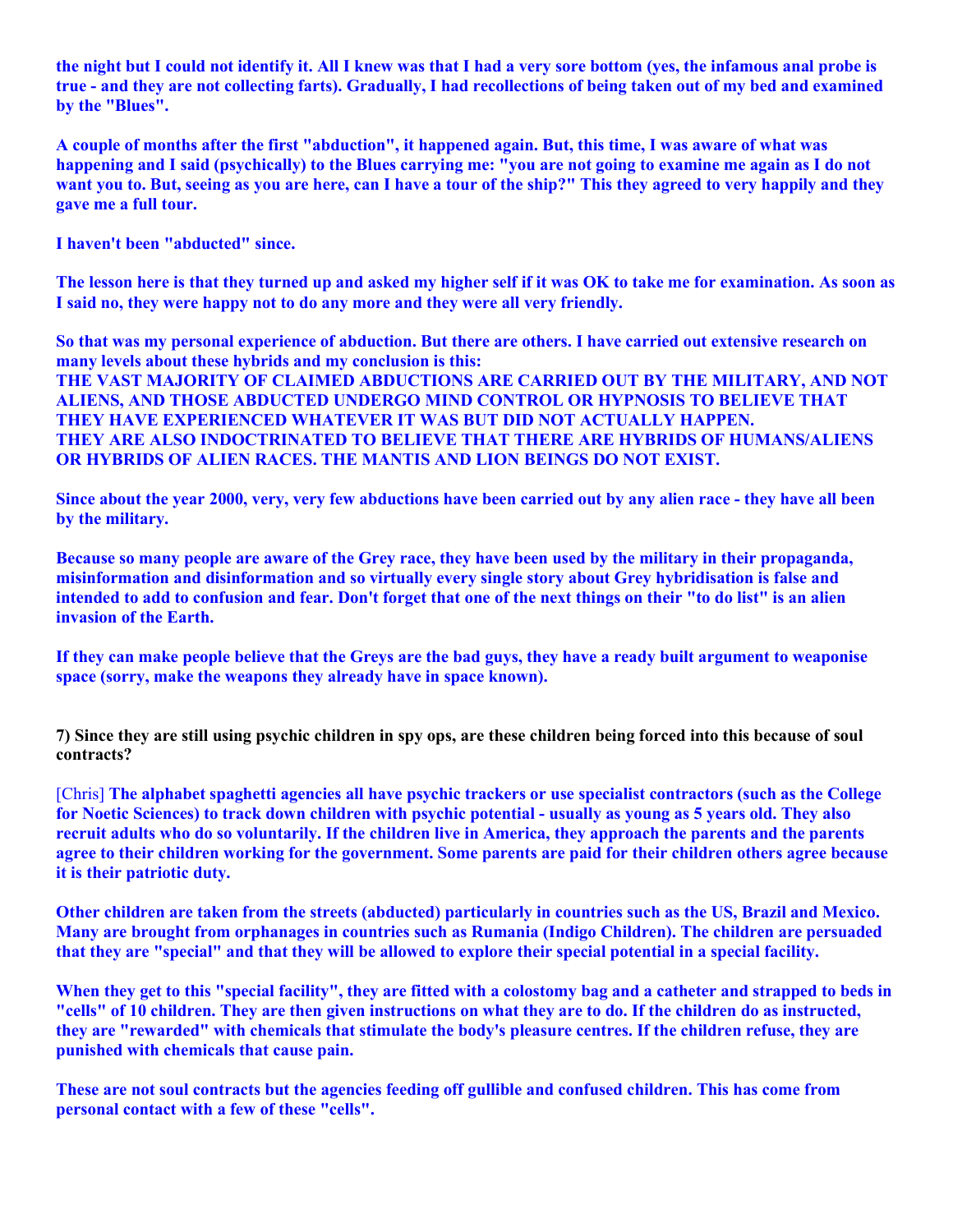**the night but I could not identify it. All I knew was that I had a very sore bottom (yes, the infamous anal probe is true - and they are not collecting farts). Gradually, I had recollections of being taken out of my bed and examined by the "Blues".**

**A couple of months after the first "abduction", it happened again. But, this time, I was aware of what was happening and I said (psychically) to the Blues carrying me: "you are not going to examine me again as I do not want you to. But, seeing as you are here, can I have a tour of the ship?" This they agreed to very happily and they gave me a full tour.**

**I haven't been "abducted" since.**

**The lesson here is that they turned up and asked my higher self if it was OK to take me for examination. As soon as I said no, they were happy not to do any more and they were all very friendly.**

**So that was my personal experience of abduction. But there are others. I have carried out extensive research on many levels about these hybrids and my conclusion is this:**
**THE VAST MAJORITY OF CLAIMED ABDUCTIONS ARE CARRIED OUT BY THE MILITARY, AND NOT ALIENS, AND THOSE ABDUCTED UNDERGO MIND CONTROL OR HYPNOSIS TO BELIEVE THAT THEY HAVE EXPERIENCED WHATEVER IT WAS BUT DID NOT ACTUALLY HAPPEN.**
**THEY ARE ALSO INDOCTRINATED TO BELIEVE THAT THERE ARE HYBRIDS OF HUMANS/ALIENS OR HYBRIDS OF ALIEN RACES. THE MANTIS AND LION BEINGS DO NOT EXIST.**

**Since about the year 2000, very, very few abductions have been carried out by any alien race - they have all been by the military.**

**Because so many people are aware of the Grey race, they have been used by the military in their propaganda, misinformation and disinformation and so virtually every single story about Grey hybridisation is false and intended to add to confusion and fear. Don't forget that one of the next things on their "to do list" is an alien invasion of the Earth.**

**If they can make people believe that the Greys are the bad guys, they have a ready built argument to weaponise space (sorry, make the weapons they already have in space known).**

**7) Since they are still using psychic children in spy ops, are these children being forced into this because of soul contracts?**

[Chris] **The alphabet spaghetti agencies all have psychic trackers or use specialist contractors (such as the College for Noetic Sciences) to track down children with psychic potential - usually as young as 5 years old. They also recruit adults who do so voluntarily. If the children live in America, they approach the parents and the parents agree to their children working for the government. Some parents are paid for their children others agree because it is their patriotic duty.**

**Other children are taken from the streets (abducted) particularly in countries such as the US, Brazil and Mexico. Many are brought from orphanages in countries such as Rumania (Indigo Children). The children are persuaded that they are "special" and that they will be allowed to explore their special potential in a special facility.**

**When they get to this "special facility", they are fitted with a colostomy bag and a catheter and strapped to beds in "cells" of 10 children. They are then given instructions on what they are to do. If the children do as instructed, they are "rewarded" with chemicals that stimulate the body's pleasure centres. If the children refuse, they are punished with chemicals that cause pain.**

**These are not soul contracts but the agencies feeding off gullible and confused children. This has come from personal contact with a few of these "cells".**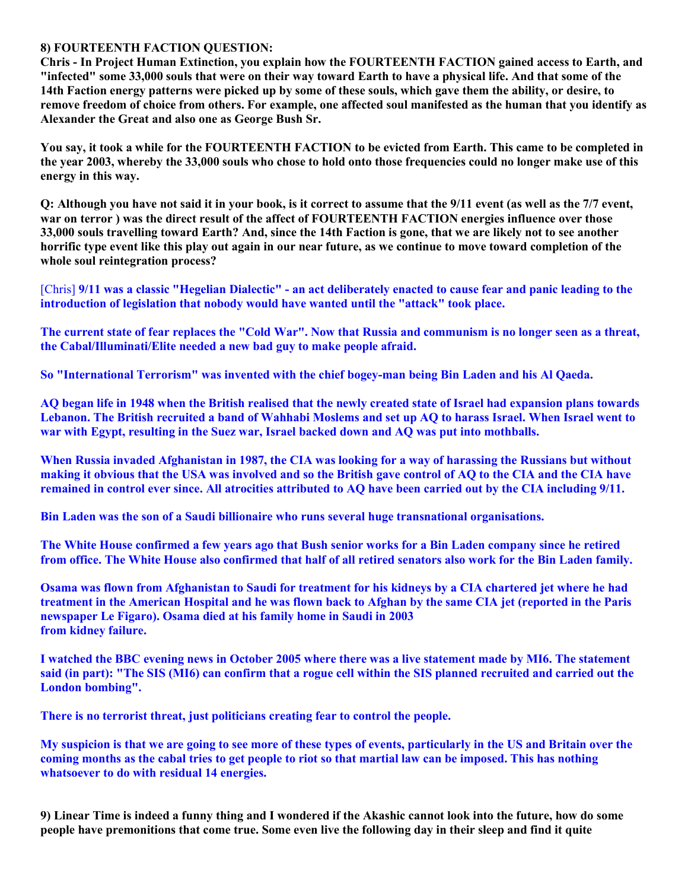**8) FOURTEENTH FACTION QUESTION:**
**Chris - In Project Human Extinction, you explain how the FOURTEENTH FACTION gained access to Earth, and "infected" some 33,000 souls that were on their way toward Earth to have a physical life. And that some of the 14th Faction energy patterns were picked up by some of these souls, which gave them the ability, or desire, to remove freedom of choice from others. For example, one affected soul manifested as the human that you identify as Alexander the Great and also one as George Bush Sr.**

**You say, it took a while for the FOURTEENTH FACTION to be evicted from Earth. This came to be completed in the year 2003, whereby the 33,000 souls who chose to hold onto those frequencies could no longer make use of this energy in this way.**

**Q: Although you have not said it in your book, is it correct to assume that the 9/11 event (as well as the 7/7 event, war on terror ) was the direct result of the affect of FOURTEENTH FACTION energies influence over those 33,000 souls travelling toward Earth? And, since the 14th Faction is gone, that we are likely not to see another horrific type event like this play out again in our near future, as we continue to move toward completion of the whole soul reintegration process?**

[Chris] **9/11 was a classic "Hegelian Dialectic" - an act deliberately enacted to cause fear and panic leading to the introduction of legislation that nobody would have wanted until the "attack" took place.**

**The current state of fear replaces the "Cold War". Now that Russia and communism is no longer seen as a threat, the Cabal/Illuminati/Elite needed a new bad guy to make people afraid.**

**So "International Terrorism" was invented with the chief bogey-man being Bin Laden and his Al Qaeda.**

**AQ began life in 1948 when the British realised that the newly created state of Israel had expansion plans towards Lebanon. The British recruited a band of Wahhabi Moslems and set up AQ to harass Israel. When Israel went to war with Egypt, resulting in the Suez war, Israel backed down and AQ was put into mothballs.**

**When Russia invaded Afghanistan in 1987, the CIA was looking for a way of harassing the Russians but without making it obvious that the USA was involved and so the British gave control of AQ to the CIA and the CIA have remained in control ever since. All atrocities attributed to AQ have been carried out by the CIA including 9/11.**

**Bin Laden was the son of a Saudi billionaire who runs several huge transnational organisations.**

**The White House confirmed a few years ago that Bush senior works for a Bin Laden company since he retired from office. The White House also confirmed that half of all retired senators also work for the Bin Laden family.**

**Osama was flown from Afghanistan to Saudi for treatment for his kidneys by a CIA chartered jet where he had treatment in the American Hospital and he was flown back to Afghan by the same CIA jet (reported in the Paris newspaper Le Figaro). Osama died at his family home in Saudi in 2003 from kidney failure.**

**I watched the BBC evening news in October 2005 where there was a live statement made by MI6. The statement said (in part): "The SIS (MI6) can confirm that a rogue cell within the SIS planned recruited and carried out the London bombing".**

**There is no terrorist threat, just politicians creating fear to control the people.**

**My suspicion is that we are going to see more of these types of events, particularly in the US and Britain over the coming months as the cabal tries to get people to riot so that martial law can be imposed. This has nothing whatsoever to do with residual 14 energies.**

**9) Linear Time is indeed a funny thing and I wondered if the Akashic cannot look into the future, how do some people have premonitions that come true. Some even live the following day in their sleep and find it quite**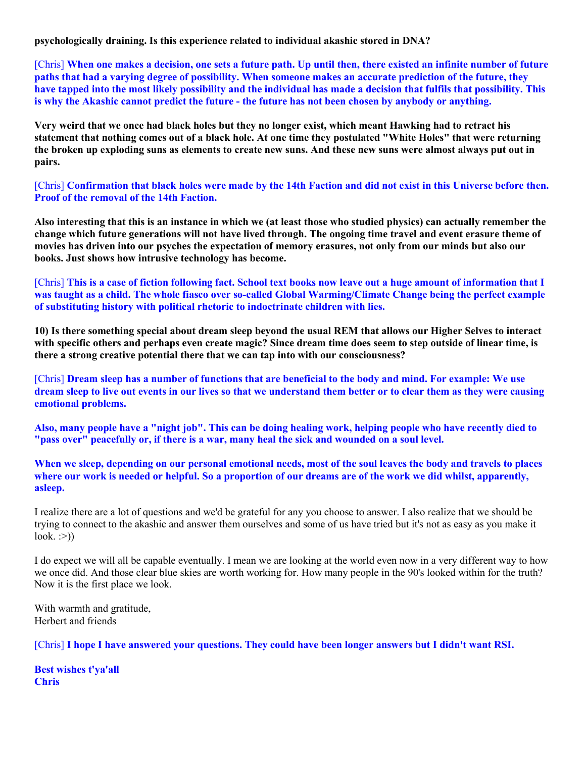**psychologically draining. Is this experience related to individual akashic stored in DNA?**

[Chris] **When one makes a decision, one sets a future path. Up until then, there existed an infinite number of future paths that had a varying degree of possibility. When someone makes an accurate prediction of the future, they have tapped into the most likely possibility and the individual has made a decision that fulfils that possibility. This is why the Akashic cannot predict the future - the future has not been chosen by anybody or anything.**

**Very weird that we once had black holes but they no longer exist, which meant Hawking had to retract his statement that nothing comes out of a black hole. At one time they postulated "White Holes" that were returning the broken up exploding suns as elements to create new suns. And these new suns were almost always put out in pairs.**

[Chris] **Confirmation that black holes were made by the 14th Faction and did not exist in this Universe before then. Proof of the removal of the 14th Faction.**

**Also interesting that this is an instance in which we (at least those who studied physics) can actually remember the change which future generations will not have lived through. The ongoing time travel and event erasure theme of movies has driven into our psyches the expectation of memory erasures, not only from our minds but also our books. Just shows how intrusive technology has become.**

[Chris] **This is a case of fiction following fact. School text books now leave out a huge amount of information that I was taught as a child. The whole fiasco over so-called Global Warming/Climate Change being the perfect example of substituting history with political rhetoric to indoctrinate children with lies.**

**10) Is there something special about dream sleep beyond the usual REM that allows our Higher Selves to interact with specific others and perhaps even create magic? Since dream time does seem to step outside of linear time, is there a strong creative potential there that we can tap into with our consciousness?**

[Chris] **Dream sleep has a number of functions that are beneficial to the body and mind. For example: We use dream sleep to live out events in our lives so that we understand them better or to clear them as they were causing emotional problems.**

**Also, many people have a "night job". This can be doing healing work, helping people who have recently died to "pass over" peacefully or, if there is a war, many heal the sick and wounded on a soul level.**

**When we sleep, depending on our personal emotional needs, most of the soul leaves the body and travels to places where our work is needed or helpful. So a proportion of our dreams are of the work we did whilst, apparently, asleep.**

I realize there are a lot of questions and we'd be grateful for any you choose to answer. I also realize that we should be trying to connect to the akashic and answer them ourselves and some of us have tried but it's not as easy as you make it look. :>))

I do expect we will all be capable eventually. I mean we are looking at the world even now in a very different way to how we once did. And those clear blue skies are worth working for. How many people in the 90's looked within for the truth? Now it is the first place we look.

With warmth and gratitude,
Herbert and friends

[Chris] **I hope I have answered your questions. They could have been longer answers but I didn't want RSI.**

**Best wishes t'ya'all**
**Chris**